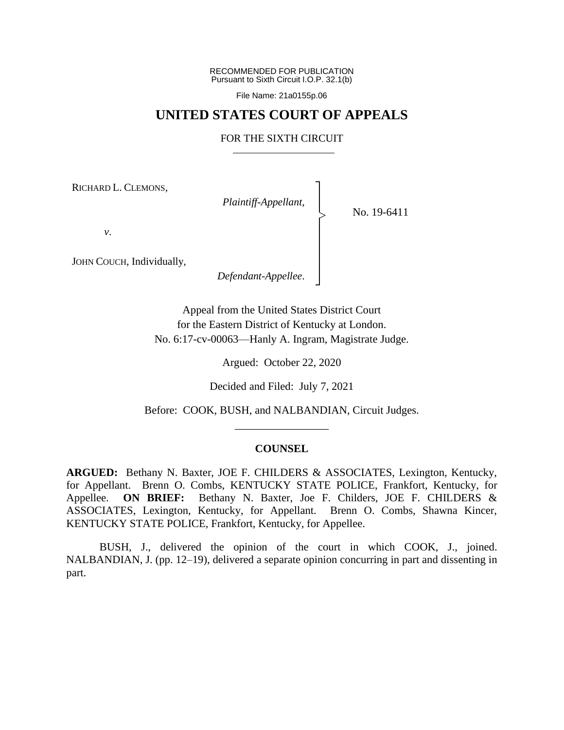RECOMMENDED FOR PUBLICATION
Pursuant to Sixth Circuit I.O.P. 32.1(b)

File Name: 21a0155p.06

# UNITED STATES COURT OF APPEALS

## FOR THE SIXTH CIRCUIT

RICHARD L. CLEMONS,

*Plaintiff-Appellant*,

*v*.

JOHN COUCH, Individually,

*Defendant-Appellee*.

No. 19-6411

Appeal from the United States District Court
for the Eastern District of Kentucky at London.
No. 6:17-cv-00063—Hanly A. Ingram, Magistrate Judge.

Argued: October 22, 2020

Decided and Filed: July 7, 2021

Before: COOK, BUSH, and NALBANDIAN, Circuit Judges.

## COUNSEL

**ARGUED:** Bethany N. Baxter, JOE F. CHILDERS & ASSOCIATES, Lexington, Kentucky, for Appellant. Brenn O. Combs, KENTUCKY STATE POLICE, Frankfort, Kentucky, for Appellee. **ON BRIEF:** Bethany N. Baxter, Joe F. Childers, JOE F. CHILDERS & ASSOCIATES, Lexington, Kentucky, for Appellant. Brenn O. Combs, Shawna Kincer, KENTUCKY STATE POLICE, Frankfort, Kentucky, for Appellee.

BUSH, J., delivered the opinion of the court in which COOK, J., joined. NALBANDIAN, J. (pp. 12–19), delivered a separate opinion concurring in part and dissenting in part.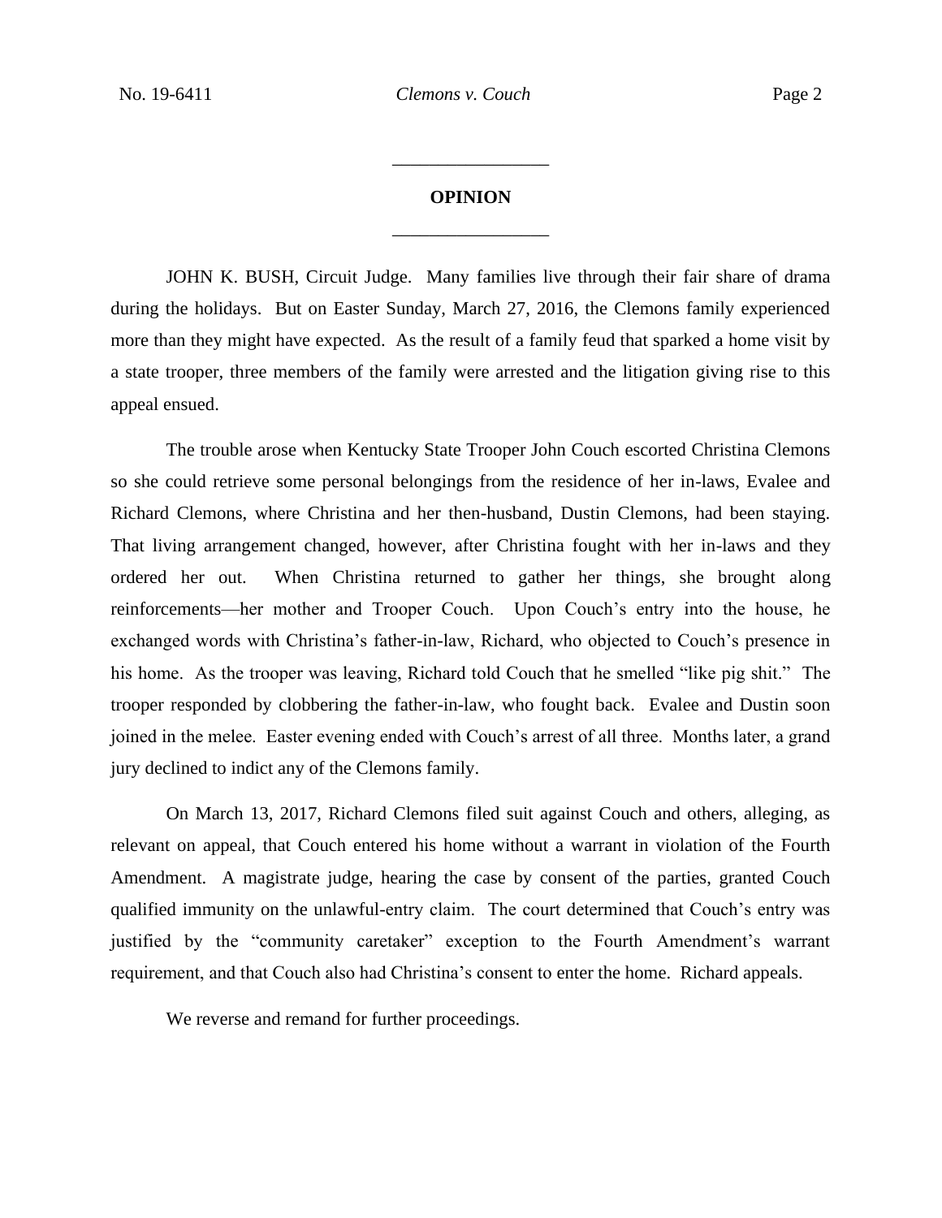---

**OPINION**

---

JOHN K. BUSH, Circuit Judge. Many families live through their fair share of drama during the holidays. But on Easter Sunday, March 27, 2016, the Clemons family experienced more than they might have expected. As the result of a family feud that sparked a home visit by a state trooper, three members of the family were arrested and the litigation giving rise to this appeal ensued.

The trouble arose when Kentucky State Trooper John Couch escorted Christina Clemons so she could retrieve some personal belongings from the residence of her in-laws, Evalee and Richard Clemons, where Christina and her then-husband, Dustin Clemons, had been staying. That living arrangement changed, however, after Christina fought with her in-laws and they ordered her out. When Christina returned to gather her things, she brought along reinforcements—her mother and Trooper Couch. Upon Couch's entry into the house, he exchanged words with Christina's father-in-law, Richard, who objected to Couch's presence in his home. As the trooper was leaving, Richard told Couch that he smelled "like pig shit." The trooper responded by clobbering the father-in-law, who fought back. Evalee and Dustin soon joined in the melee. Easter evening ended with Couch's arrest of all three. Months later, a grand jury declined to indict any of the Clemons family.

On March 13, 2017, Richard Clemons filed suit against Couch and others, alleging, as relevant on appeal, that Couch entered his home without a warrant in violation of the Fourth Amendment. A magistrate judge, hearing the case by consent of the parties, granted Couch qualified immunity on the unlawful-entry claim. The court determined that Couch's entry was justified by the "community caretaker" exception to the Fourth Amendment's warrant requirement, and that Couch also had Christina's consent to enter the home. Richard appeals.

We reverse and remand for further proceedings.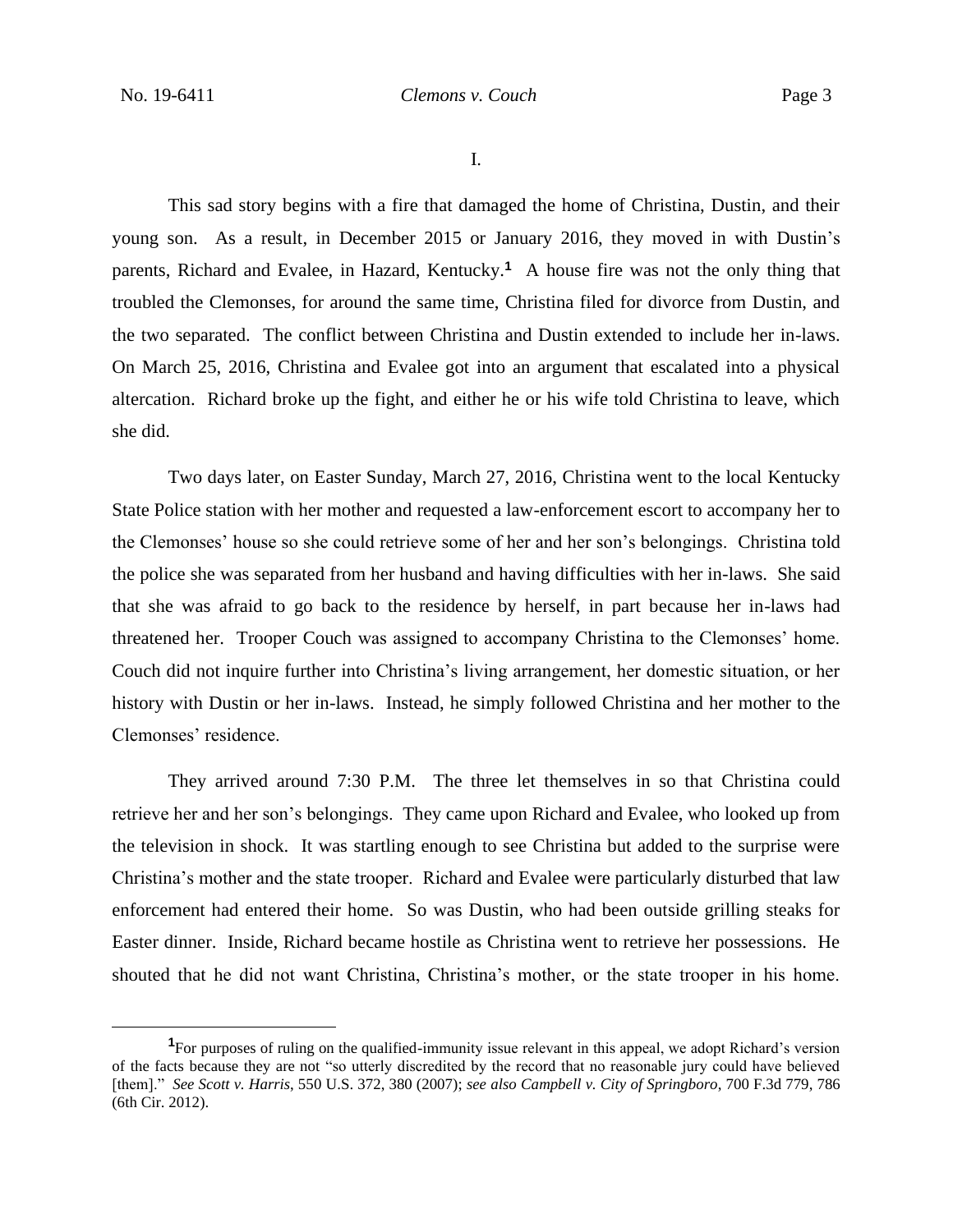I.

This sad story begins with a fire that damaged the home of Christina, Dustin, and their young son. As a result, in December 2015 or January 2016, they moved in with Dustin's parents, Richard and Evalee, in Hazard, Kentucky.[1] A house fire was not the only thing that troubled the Clemonses, for around the same time, Christina filed for divorce from Dustin, and the two separated. The conflict between Christina and Dustin extended to include her in-laws. On March 25, 2016, Christina and Evalee got into an argument that escalated into a physical altercation. Richard broke up the fight, and either he or his wife told Christina to leave, which she did.

Two days later, on Easter Sunday, March 27, 2016, Christina went to the local Kentucky State Police station with her mother and requested a law-enforcement escort to accompany her to the Clemonses' house so she could retrieve some of her and her son's belongings. Christina told the police she was separated from her husband and having difficulties with her in-laws. She said that she was afraid to go back to the residence by herself, in part because her in-laws had threatened her. Trooper Couch was assigned to accompany Christina to the Clemonses' home. Couch did not inquire further into Christina's living arrangement, her domestic situation, or her history with Dustin or her in-laws. Instead, he simply followed Christina and her mother to the Clemonses' residence.

They arrived around 7:30 P.M. The three let themselves in so that Christina could retrieve her and her son's belongings. They came upon Richard and Evalee, who looked up from the television in shock. It was startling enough to see Christina but added to the surprise were Christina's mother and the state trooper. Richard and Evalee were particularly disturbed that law enforcement had entered their home. So was Dustin, who had been outside grilling steaks for Easter dinner. Inside, Richard became hostile as Christina went to retrieve her possessions. He shouted that he did not want Christina, Christina's mother, or the state trooper in his home.

[1] For purposes of ruling on the qualified-immunity issue relevant in this appeal, we adopt Richard's version of the facts because they are not "so utterly discredited by the record that no reasonable jury could have believed [them]." *See Scott v. Harris*, 550 U.S. 372, 380 (2007); *see also Campbell v. City of Springboro*, 700 F.3d 779, 786 (6th Cir. 2012).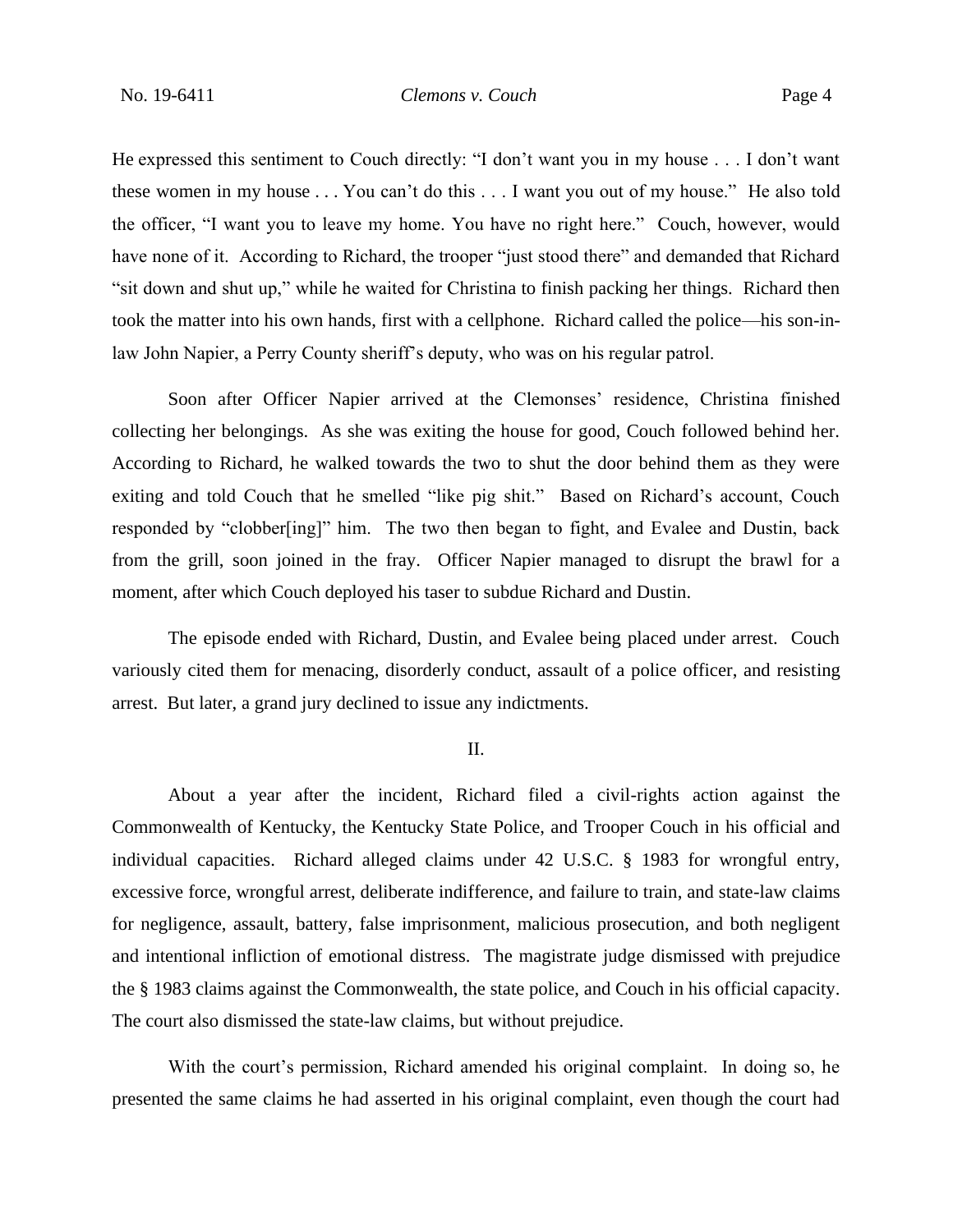He expressed this sentiment to Couch directly: "I don't want you in my house . . . I don't want these women in my house . . . You can't do this . . . I want you out of my house." He also told the officer, "I want you to leave my home. You have no right here." Couch, however, would have none of it. According to Richard, the trooper "just stood there" and demanded that Richard "sit down and shut up," while he waited for Christina to finish packing her things. Richard then took the matter into his own hands, first with a cellphone. Richard called the police—his son-in-law John Napier, a Perry County sheriff's deputy, who was on his regular patrol.

Soon after Officer Napier arrived at the Clemonses' residence, Christina finished collecting her belongings. As she was exiting the house for good, Couch followed behind her. According to Richard, he walked towards the two to shut the door behind them as they were exiting and told Couch that he smelled "like pig shit." Based on Richard's account, Couch responded by "clobber[ing]" him. The two then began to fight, and Evalee and Dustin, back from the grill, soon joined in the fray. Officer Napier managed to disrupt the brawl for a moment, after which Couch deployed his taser to subdue Richard and Dustin.

The episode ended with Richard, Dustin, and Evalee being placed under arrest. Couch variously cited them for menacing, disorderly conduct, assault of a police officer, and resisting arrest. But later, a grand jury declined to issue any indictments.

## II.

About a year after the incident, Richard filed a civil-rights action against the Commonwealth of Kentucky, the Kentucky State Police, and Trooper Couch in his official and individual capacities. Richard alleged claims under 42 U.S.C. § 1983 for wrongful entry, excessive force, wrongful arrest, deliberate indifference, and failure to train, and state-law claims for negligence, assault, battery, false imprisonment, malicious prosecution, and both negligent and intentional infliction of emotional distress. The magistrate judge dismissed with prejudice the § 1983 claims against the Commonwealth, the state police, and Couch in his official capacity. The court also dismissed the state-law claims, but without prejudice.

With the court's permission, Richard amended his original complaint. In doing so, he presented the same claims he had asserted in his original complaint, even though the court had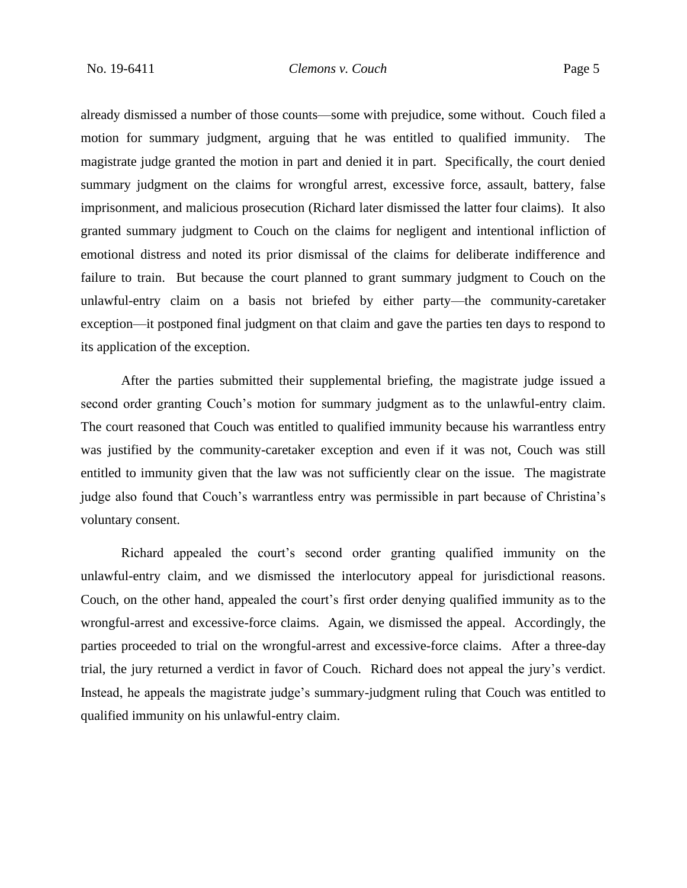already dismissed a number of those counts—some with prejudice, some without. Couch filed a motion for summary judgment, arguing that he was entitled to qualified immunity. The magistrate judge granted the motion in part and denied it in part. Specifically, the court denied summary judgment on the claims for wrongful arrest, excessive force, assault, battery, false imprisonment, and malicious prosecution (Richard later dismissed the latter four claims). It also granted summary judgment to Couch on the claims for negligent and intentional infliction of emotional distress and noted its prior dismissal of the claims for deliberate indifference and failure to train. But because the court planned to grant summary judgment to Couch on the unlawful-entry claim on a basis not briefed by either party—the community-caretaker exception—it postponed final judgment on that claim and gave the parties ten days to respond to its application of the exception.

After the parties submitted their supplemental briefing, the magistrate judge issued a second order granting Couch's motion for summary judgment as to the unlawful-entry claim. The court reasoned that Couch was entitled to qualified immunity because his warrantless entry was justified by the community-caretaker exception and even if it was not, Couch was still entitled to immunity given that the law was not sufficiently clear on the issue. The magistrate judge also found that Couch's warrantless entry was permissible in part because of Christina's voluntary consent.

Richard appealed the court's second order granting qualified immunity on the unlawful-entry claim, and we dismissed the interlocutory appeal for jurisdictional reasons. Couch, on the other hand, appealed the court's first order denying qualified immunity as to the wrongful-arrest and excessive-force claims. Again, we dismissed the appeal. Accordingly, the parties proceeded to trial on the wrongful-arrest and excessive-force claims. After a three-day trial, the jury returned a verdict in favor of Couch. Richard does not appeal the jury's verdict. Instead, he appeals the magistrate judge's summary-judgment ruling that Couch was entitled to qualified immunity on his unlawful-entry claim.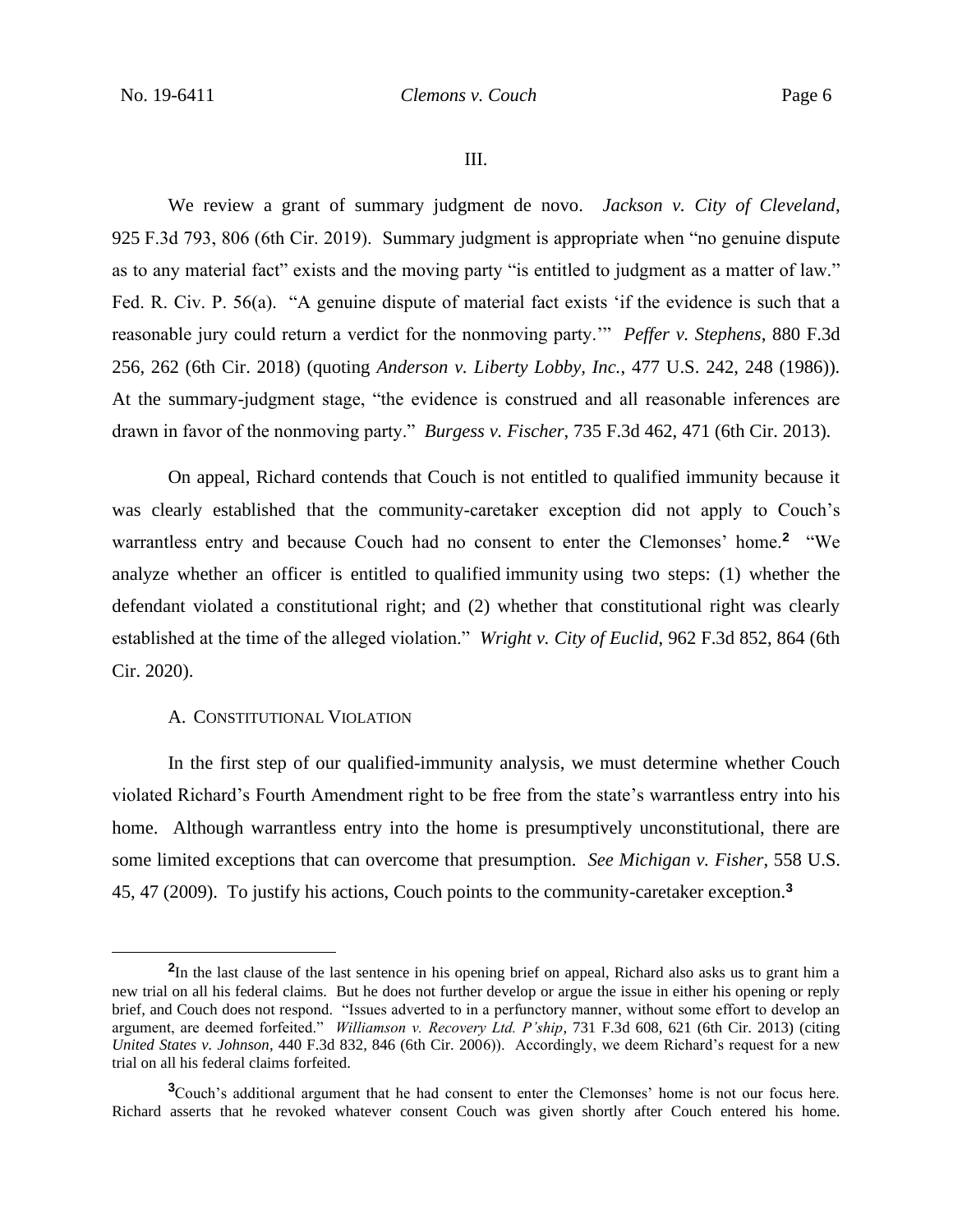III.

We review a grant of summary judgment de novo. *Jackson v. City of Cleveland*, 925 F.3d 793, 806 (6th Cir. 2019). Summary judgment is appropriate when "no genuine dispute as to any material fact" exists and the moving party "is entitled to judgment as a matter of law." Fed. R. Civ. P. 56(a). "A genuine dispute of material fact exists 'if the evidence is such that a reasonable jury could return a verdict for the nonmoving party.'" *Peffer v. Stephens*, 880 F.3d 256, 262 (6th Cir. 2018) (quoting *Anderson v. Liberty Lobby, Inc.*, 477 U.S. 242, 248 (1986)). At the summary-judgment stage, "the evidence is construed and all reasonable inferences are drawn in favor of the nonmoving party." *Burgess v. Fischer*, 735 F.3d 462, 471 (6th Cir. 2013).

On appeal, Richard contends that Couch is not entitled to qualified immunity because it was clearly established that the community-caretaker exception did not apply to Couch's warrantless entry and because Couch had no consent to enter the Clemonses' home.[2] "We analyze whether an officer is entitled to qualified immunity using two steps: (1) whether the defendant violated a constitutional right; and (2) whether that constitutional right was clearly established at the time of the alleged violation." *Wright v. City of Euclid*, 962 F.3d 852, 864 (6th Cir. 2020).

### A. Constitutional Violation

In the first step of our qualified-immunity analysis, we must determine whether Couch violated Richard's Fourth Amendment right to be free from the state's warrantless entry into his home. Although warrantless entry into the home is presumptively unconstitutional, there are some limited exceptions that can overcome that presumption. *See Michigan v. Fisher*, 558 U.S. 45, 47 (2009). To justify his actions, Couch points to the community-caretaker exception.[3]

---

[2] In the last clause of the last sentence in his opening brief on appeal, Richard also asks us to grant him a new trial on all his federal claims. But he does not further develop or argue the issue in either his opening or reply brief, and Couch does not respond. "Issues adverted to in a perfunctory manner, without some effort to develop an argument, are deemed forfeited." *Williamson v. Recovery Ltd. P'ship*, 731 F.3d 608, 621 (6th Cir. 2013) (citing *United States v. Johnson*, 440 F.3d 832, 846 (6th Cir. 2006)). Accordingly, we deem Richard's request for a new trial on all his federal claims forfeited.

[3] Couch's additional argument that he had consent to enter the Clemonses' home is not our focus here. Richard asserts that he revoked whatever consent Couch was given shortly after Couch entered his home.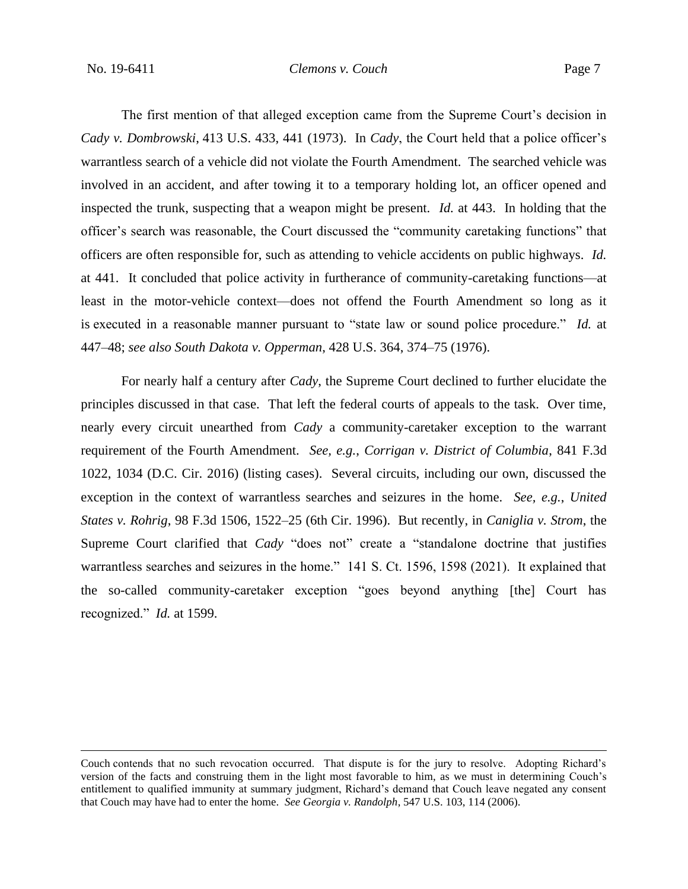The first mention of that alleged exception came from the Supreme Court's decision in *Cady v. Dombrowski*, 413 U.S. 433, 441 (1973). In *Cady*, the Court held that a police officer's warrantless search of a vehicle did not violate the Fourth Amendment. The searched vehicle was involved in an accident, and after towing it to a temporary holding lot, an officer opened and inspected the trunk, suspecting that a weapon might be present. *Id.* at 443. In holding that the officer's search was reasonable, the Court discussed the "community caretaking functions" that officers are often responsible for, such as attending to vehicle accidents on public highways. *Id.* at 441. It concluded that police activity in furtherance of community-caretaking functions—at least in the motor-vehicle context—does not offend the Fourth Amendment so long as it is executed in a reasonable manner pursuant to "state law or sound police procedure." *Id.* at 447–48; *see also South Dakota v. Opperman*, 428 U.S. 364, 374–75 (1976).

For nearly half a century after *Cady*, the Supreme Court declined to further elucidate the principles discussed in that case. That left the federal courts of appeals to the task. Over time, nearly every circuit unearthed from *Cady* a community-caretaker exception to the warrant requirement of the Fourth Amendment. *See, e.g.*, *Corrigan v. District of Columbia*, 841 F.3d 1022, 1034 (D.C. Cir. 2016) (listing cases). Several circuits, including our own, discussed the exception in the context of warrantless searches and seizures in the home. *See, e.g.*, *United States v. Rohrig*, 98 F.3d 1506, 1522–25 (6th Cir. 1996). But recently, in *Caniglia v. Strom*, the Supreme Court clarified that *Cady* "does not" create a "standalone doctrine that justifies warrantless searches and seizures in the home." 141 S. Ct. 1596, 1598 (2021). It explained that the so-called community-caretaker exception "goes beyond anything [the] Court has recognized." *Id.* at 1599.

---

Couch contends that no such revocation occurred. That dispute is for the jury to resolve. Adopting Richard's version of the facts and construing them in the light most favorable to him, as we must in determining Couch's entitlement to qualified immunity at summary judgment, Richard's demand that Couch leave negated any consent that Couch may have had to enter the home. *See Georgia v. Randolph*, 547 U.S. 103, 114 (2006).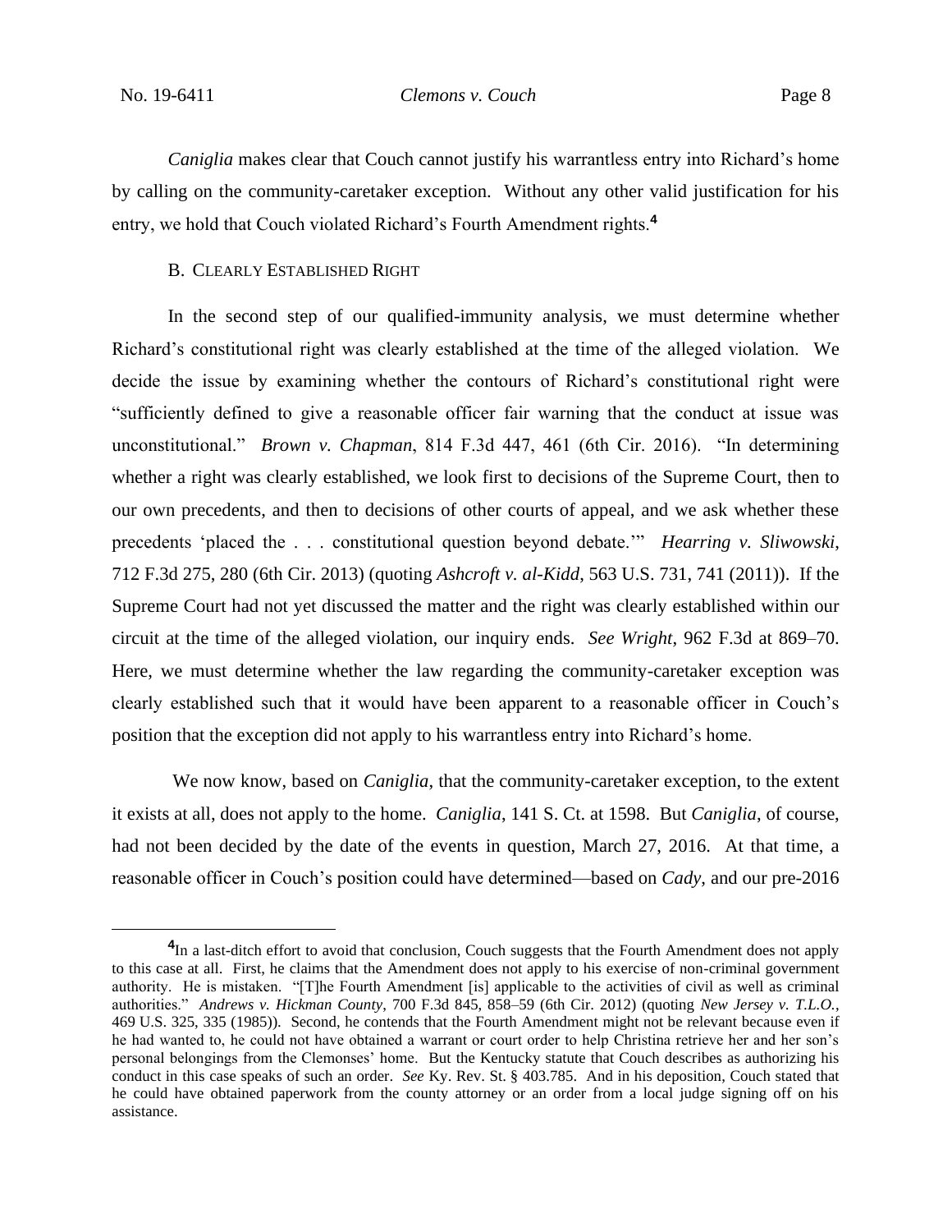*Caniglia* makes clear that Couch cannot justify his warrantless entry into Richard's home by calling on the community-caretaker exception. Without any other valid justification for his entry, we hold that Couch violated Richard's Fourth Amendment rights.[4]

B. CLEARLY ESTABLISHED RIGHT

In the second step of our qualified-immunity analysis, we must determine whether Richard's constitutional right was clearly established at the time of the alleged violation. We decide the issue by examining whether the contours of Richard's constitutional right were "sufficiently defined to give a reasonable officer fair warning that the conduct at issue was unconstitutional." *Brown v. Chapman*, 814 F.3d 447, 461 (6th Cir. 2016). "In determining whether a right was clearly established, we look first to decisions of the Supreme Court, then to our own precedents, and then to decisions of other courts of appeal, and we ask whether these precedents 'placed the . . . constitutional question beyond debate.'" *Hearring v. Sliwowski*, 712 F.3d 275, 280 (6th Cir. 2013) (quoting *Ashcroft v. al-Kidd*, 563 U.S. 731, 741 (2011)). If the Supreme Court had not yet discussed the matter and the right was clearly established within our circuit at the time of the alleged violation, our inquiry ends. *See Wright*, 962 F.3d at 869–70. Here, we must determine whether the law regarding the community-caretaker exception was clearly established such that it would have been apparent to a reasonable officer in Couch's position that the exception did not apply to his warrantless entry into Richard's home.

We now know, based on *Caniglia*, that the community-caretaker exception, to the extent it exists at all, does not apply to the home. *Caniglia*, 141 S. Ct. at 1598. But *Caniglia*, of course, had not been decided by the date of the events in question, March 27, 2016. At that time, a reasonable officer in Couch's position could have determined—based on *Cady*, and our pre-2016

---

[4] In a last-ditch effort to avoid that conclusion, Couch suggests that the Fourth Amendment does not apply to this case at all. First, he claims that the Amendment does not apply to his exercise of non-criminal government authority. He is mistaken. "[T]he Fourth Amendment [is] applicable to the activities of civil as well as criminal authorities." *Andrews v. Hickman County*, 700 F.3d 845, 858–59 (6th Cir. 2012) (quoting *New Jersey v. T.L.O.*, 469 U.S. 325, 335 (1985)). Second, he contends that the Fourth Amendment might not be relevant because even if he had wanted to, he could not have obtained a warrant or court order to help Christina retrieve her and her son's personal belongings from the Clemonses' home. But the Kentucky statute that Couch describes as authorizing his conduct in this case speaks of such an order. *See* Ky. Rev. St. § 403.785. And in his deposition, Couch stated that he could have obtained paperwork from the county attorney or an order from a local judge signing off on his assistance.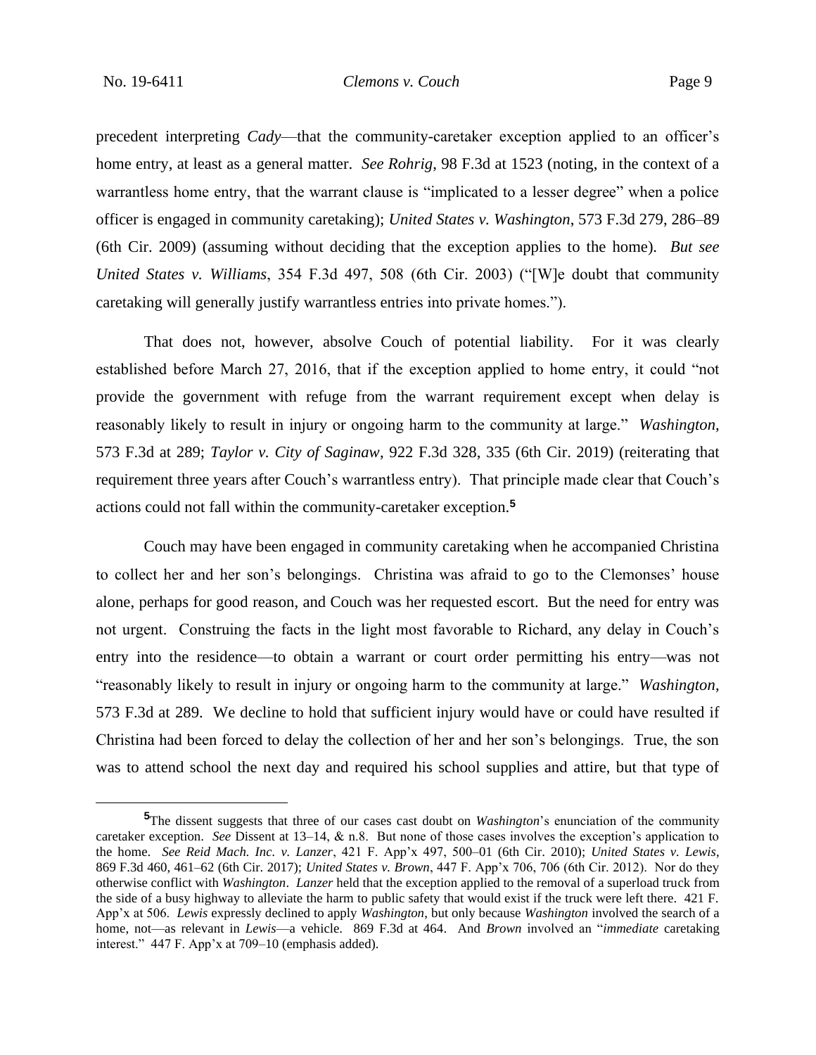precedent interpreting *Cady*—that the community-caretaker exception applied to an officer's home entry, at least as a general matter. *See Rohrig*, 98 F.3d at 1523 (noting, in the context of a warrantless home entry, that the warrant clause is "implicated to a lesser degree" when a police officer is engaged in community caretaking); *United States v. Washington*, 573 F.3d 279, 286–89 (6th Cir. 2009) (assuming without deciding that the exception applies to the home). *But see United States v. Williams*, 354 F.3d 497, 508 (6th Cir. 2003) ("[W]e doubt that community caretaking will generally justify warrantless entries into private homes.").

That does not, however, absolve Couch of potential liability. For it was clearly established before March 27, 2016, that if the exception applied to home entry, it could "not provide the government with refuge from the warrant requirement except when delay is reasonably likely to result in injury or ongoing harm to the community at large." *Washington*, 573 F.3d at 289; *Taylor v. City of Saginaw*, 922 F.3d 328, 335 (6th Cir. 2019) (reiterating that requirement three years after Couch's warrantless entry). That principle made clear that Couch's actions could not fall within the community-caretaker exception.[5]

Couch may have been engaged in community caretaking when he accompanied Christina to collect her and her son's belongings. Christina was afraid to go to the Clemonses' house alone, perhaps for good reason, and Couch was her requested escort. But the need for entry was not urgent. Construing the facts in the light most favorable to Richard, any delay in Couch's entry into the residence—to obtain a warrant or court order permitting his entry—was not "reasonably likely to result in injury or ongoing harm to the community at large." *Washington*, 573 F.3d at 289. We decline to hold that sufficient injury would have or could have resulted if Christina had been forced to delay the collection of her and her son's belongings. True, the son was to attend school the next day and required his school supplies and attire, but that type of

---

[5]The dissent suggests that three of our cases cast doubt on *Washington*'s enunciation of the community caretaker exception. *See* Dissent at 13–14, & n.8. But none of those cases involves the exception's application to the home. *See Reid Mach. Inc. v. Lanzer*, 421 F. App'x 497, 500–01 (6th Cir. 2010); *United States v. Lewis*, 869 F.3d 460, 461–62 (6th Cir. 2017); *United States v. Brown*, 447 F. App'x 706, 706 (6th Cir. 2012). Nor do they otherwise conflict with *Washington*. *Lanzer* held that the exception applied to the removal of a superload truck from the side of a busy highway to alleviate the harm to public safety that would exist if the truck were left there. 421 F. App'x at 506. *Lewis* expressly declined to apply *Washington*, but only because *Washington* involved the search of a home, not—as relevant in *Lewis*—a vehicle. 869 F.3d at 464. And *Brown* involved an "*immediate* caretaking interest." 447 F. App'x at 709–10 (emphasis added).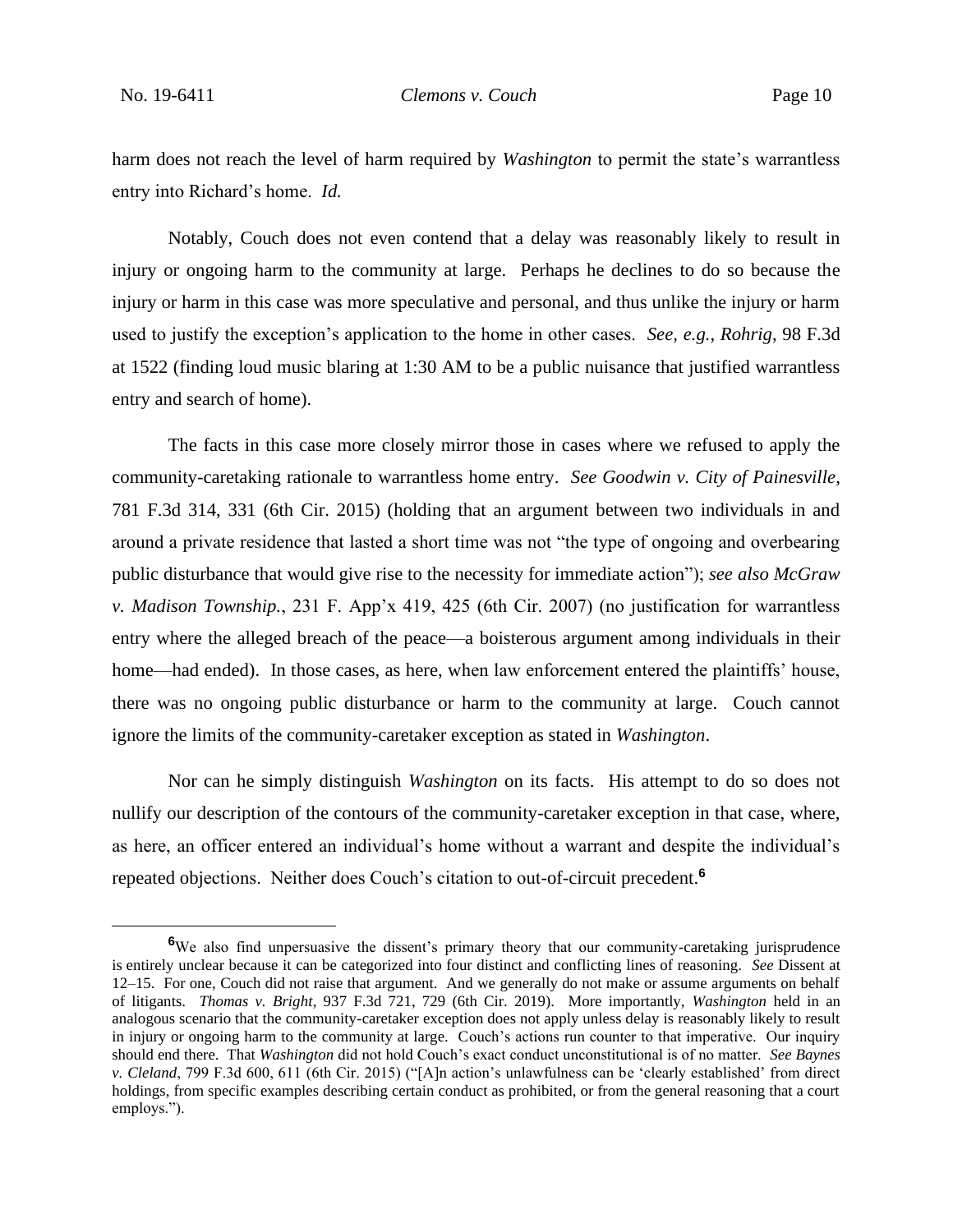harm does not reach the level of harm required by *Washington* to permit the state's warrantless entry into Richard's home. *Id.*

Notably, Couch does not even contend that a delay was reasonably likely to result in injury or ongoing harm to the community at large. Perhaps he declines to do so because the injury or harm in this case was more speculative and personal, and thus unlike the injury or harm used to justify the exception's application to the home in other cases. *See, e.g.*, *Rohrig*, 98 F.3d at 1522 (finding loud music blaring at 1:30 AM to be a public nuisance that justified warrantless entry and search of home).

The facts in this case more closely mirror those in cases where we refused to apply the community-caretaking rationale to warrantless home entry. *See Goodwin v. City of Painesville*, 781 F.3d 314, 331 (6th Cir. 2015) (holding that an argument between two individuals in and around a private residence that lasted a short time was not "the type of ongoing and overbearing public disturbance that would give rise to the necessity for immediate action"); *see also McGraw v. Madison Township.*, 231 F. App'x 419, 425 (6th Cir. 2007) (no justification for warrantless entry where the alleged breach of the peace—a boisterous argument among individuals in their home—had ended). In those cases, as here, when law enforcement entered the plaintiffs' house, there was no ongoing public disturbance or harm to the community at large. Couch cannot ignore the limits of the community-caretaker exception as stated in *Washington*.

Nor can he simply distinguish *Washington* on its facts. His attempt to do so does not nullify our description of the contours of the community-caretaker exception in that case, where, as here, an officer entered an individual's home without a warrant and despite the individual's repeated objections. Neither does Couch's citation to out-of-circuit precedent.[6]

[6]We also find unpersuasive the dissent's primary theory that our community-caretaking jurisprudence is entirely unclear because it can be categorized into four distinct and conflicting lines of reasoning. *See* Dissent at 12–15. For one, Couch did not raise that argument. And we generally do not make or assume arguments on behalf of litigants. *Thomas v. Bright*, 937 F.3d 721, 729 (6th Cir. 2019). More importantly, *Washington* held in an analogous scenario that the community-caretaker exception does not apply unless delay is reasonably likely to result in injury or ongoing harm to the community at large. Couch's actions run counter to that imperative. Our inquiry should end there. That *Washington* did not hold Couch's exact conduct unconstitutional is of no matter. *See Baynes v. Cleland*, 799 F.3d 600, 611 (6th Cir. 2015) ("[A]n action's unlawfulness can be 'clearly established' from direct holdings, from specific examples describing certain conduct as prohibited, or from the general reasoning that a court employs.").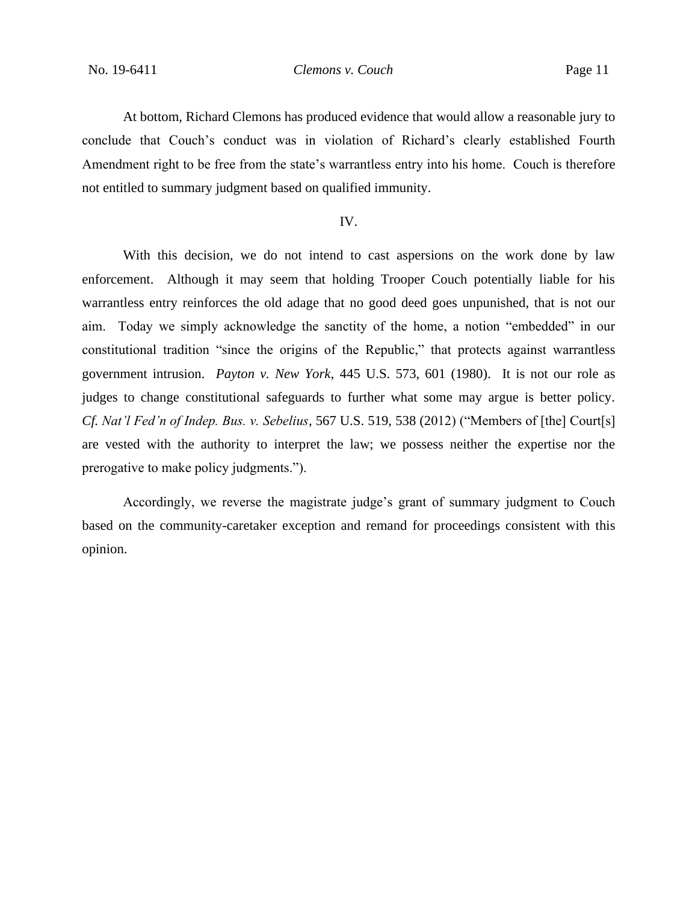At bottom, Richard Clemons has produced evidence that would allow a reasonable jury to conclude that Couch's conduct was in violation of Richard's clearly established Fourth Amendment right to be free from the state's warrantless entry into his home. Couch is therefore not entitled to summary judgment based on qualified immunity.

## IV.

With this decision, we do not intend to cast aspersions on the work done by law enforcement. Although it may seem that holding Trooper Couch potentially liable for his warrantless entry reinforces the old adage that no good deed goes unpunished, that is not our aim. Today we simply acknowledge the sanctity of the home, a notion "embedded" in our constitutional tradition "since the origins of the Republic," that protects against warrantless government intrusion. *Payton v. New York*, 445 U.S. 573, 601 (1980). It is not our role as judges to change constitutional safeguards to further what some may argue is better policy. *Cf. Nat'l Fed'n of Indep. Bus. v. Sebelius*, 567 U.S. 519, 538 (2012) ("Members of [the] Court[s] are vested with the authority to interpret the law; we possess neither the expertise nor the prerogative to make policy judgments.").

Accordingly, we reverse the magistrate judge's grant of summary judgment to Couch based on the community-caretaker exception and remand for proceedings consistent with this opinion.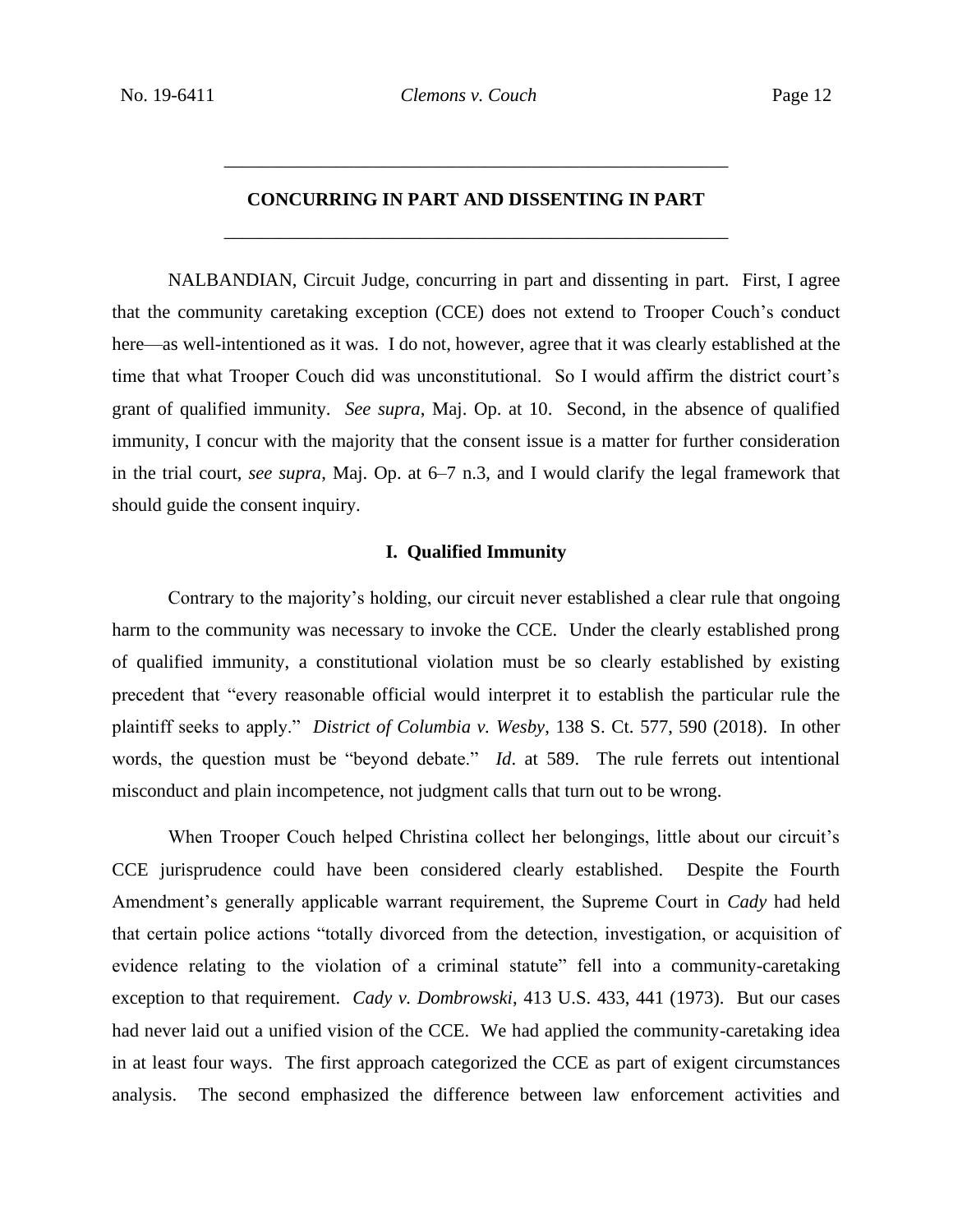## CONCURRING IN PART AND DISSENTING IN PART

NALBANDIAN, Circuit Judge, concurring in part and dissenting in part. First, I agree that the community caretaking exception (CCE) does not extend to Trooper Couch's conduct here—as well-intentioned as it was. I do not, however, agree that it was clearly established at the time that what Trooper Couch did was unconstitutional. So I would affirm the district court's grant of qualified immunity. *See supra*, Maj. Op. at 10. Second, in the absence of qualified immunity, I concur with the majority that the consent issue is a matter for further consideration in the trial court, *see supra*, Maj. Op. at 6–7 n.3, and I would clarify the legal framework that should guide the consent inquiry.

### I. Qualified Immunity

Contrary to the majority's holding, our circuit never established a clear rule that ongoing harm to the community was necessary to invoke the CCE. Under the clearly established prong of qualified immunity, a constitutional violation must be so clearly established by existing precedent that "every reasonable official would interpret it to establish the particular rule the plaintiff seeks to apply." *District of Columbia v. Wesby*, 138 S. Ct. 577, 590 (2018). In other words, the question must be "beyond debate." *Id*. at 589. The rule ferrets out intentional misconduct and plain incompetence, not judgment calls that turn out to be wrong.

When Trooper Couch helped Christina collect her belongings, little about our circuit's CCE jurisprudence could have been considered clearly established. Despite the Fourth Amendment's generally applicable warrant requirement, the Supreme Court in *Cady* had held that certain police actions "totally divorced from the detection, investigation, or acquisition of evidence relating to the violation of a criminal statute" fell into a community-caretaking exception to that requirement. *Cady v. Dombrowski*, 413 U.S. 433, 441 (1973). But our cases had never laid out a unified vision of the CCE. We had applied the community-caretaking idea in at least four ways. The first approach categorized the CCE as part of exigent circumstances analysis. The second emphasized the difference between law enforcement activities and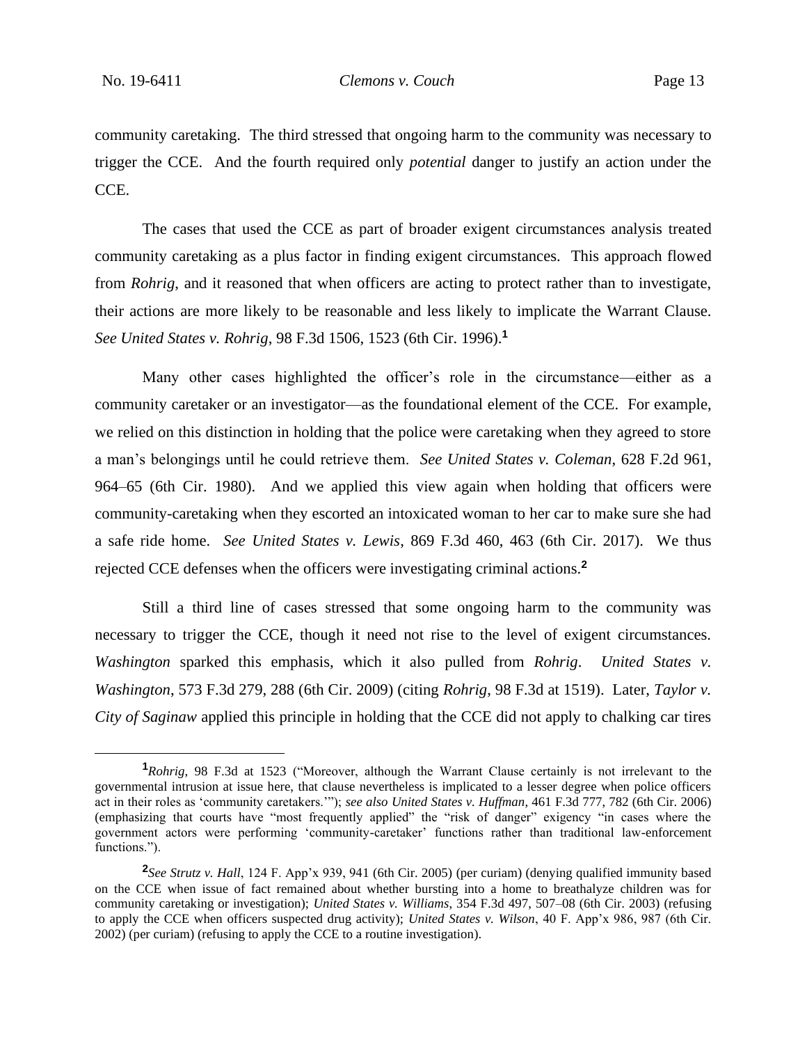community caretaking. The third stressed that ongoing harm to the community was necessary to trigger the CCE. And the fourth required only *potential* danger to justify an action under the CCE.

The cases that used the CCE as part of broader exigent circumstances analysis treated community caretaking as a plus factor in finding exigent circumstances. This approach flowed from *Rohrig*, and it reasoned that when officers are acting to protect rather than to investigate, their actions are more likely to be reasonable and less likely to implicate the Warrant Clause. *See United States v. Rohrig*, 98 F.3d 1506, 1523 (6th Cir. 1996).[1]

Many other cases highlighted the officer's role in the circumstance—either as a community caretaker or an investigator—as the foundational element of the CCE. For example, we relied on this distinction in holding that the police were caretaking when they agreed to store a man's belongings until he could retrieve them. *See United States v. Coleman*, 628 F.2d 961, 964–65 (6th Cir. 1980). And we applied this view again when holding that officers were community-caretaking when they escorted an intoxicated woman to her car to make sure she had a safe ride home. *See United States v. Lewis*, 869 F.3d 460, 463 (6th Cir. 2017). We thus rejected CCE defenses when the officers were investigating criminal actions.[2]

Still a third line of cases stressed that some ongoing harm to the community was necessary to trigger the CCE, though it need not rise to the level of exigent circumstances. *Washington* sparked this emphasis, which it also pulled from *Rohrig*. *United States v. Washington*, 573 F.3d 279, 288 (6th Cir. 2009) (citing *Rohrig*, 98 F.3d at 1519). Later, *Taylor v. City of Saginaw* applied this principle in holding that the CCE did not apply to chalking car tires

---

[1] *Rohrig*, 98 F.3d at 1523 ("Moreover, although the Warrant Clause certainly is not irrelevant to the governmental intrusion at issue here, that clause nevertheless is implicated to a lesser degree when police officers act in their roles as 'community caretakers.'"); *see also United States v. Huffman*, 461 F.3d 777, 782 (6th Cir. 2006) (emphasizing that courts have "most frequently applied" the "risk of danger" exigency "in cases where the government actors were performing 'community-caretaker' functions rather than traditional law-enforcement functions.").

[2] *See Strutz v. Hall*, 124 F. App'x 939, 941 (6th Cir. 2005) (per curiam) (denying qualified immunity based on the CCE when issue of fact remained about whether bursting into a home to breathalyze children was for community caretaking or investigation); *United States v. Williams*, 354 F.3d 497, 507–08 (6th Cir. 2003) (refusing to apply the CCE when officers suspected drug activity); *United States v. Wilson*, 40 F. App'x 986, 987 (6th Cir. 2002) (per curiam) (refusing to apply the CCE to a routine investigation).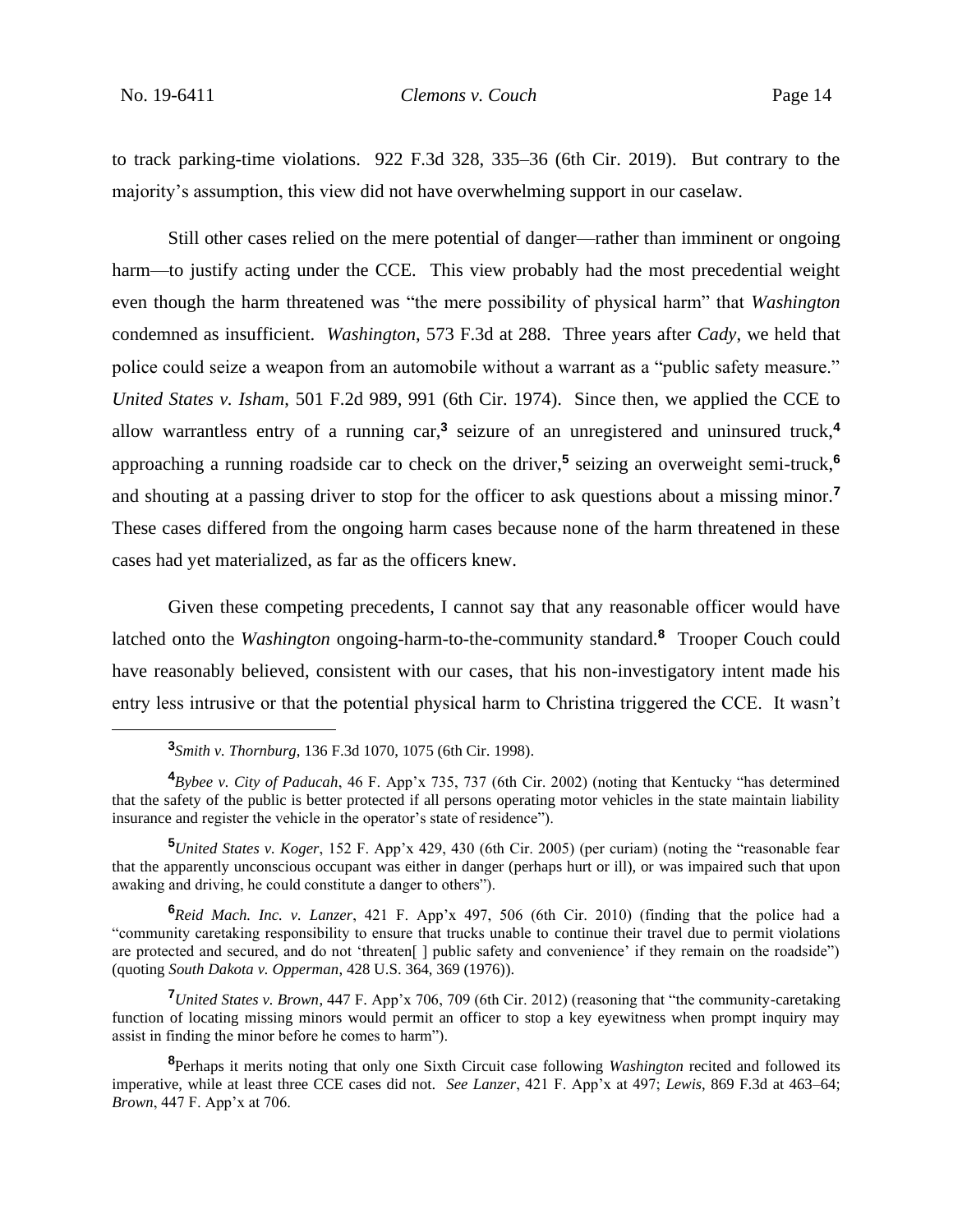to track parking-time violations. 922 F.3d 328, 335–36 (6th Cir. 2019). But contrary to the majority's assumption, this view did not have overwhelming support in our caselaw.

Still other cases relied on the mere potential of danger—rather than imminent or ongoing harm—to justify acting under the CCE. This view probably had the most precedential weight even though the harm threatened was "the mere possibility of physical harm" that *Washington* condemned as insufficient. *Washington*, 573 F.3d at 288. Three years after *Cady*, we held that police could seize a weapon from an automobile without a warrant as a "public safety measure." *United States v. Isham*, 501 F.2d 989, 991 (6th Cir. 1974). Since then, we applied the CCE to allow warrantless entry of a running car,[3] seizure of an unregistered and uninsured truck,[4] approaching a running roadside car to check on the driver,[5] seizing an overweight semi-truck,[6] and shouting at a passing driver to stop for the officer to ask questions about a missing minor.[7] These cases differed from the ongoing harm cases because none of the harm threatened in these cases had yet materialized, as far as the officers knew.

Given these competing precedents, I cannot say that any reasonable officer would have latched onto the *Washington* ongoing-harm-to-the-community standard.[8] Trooper Couch could have reasonably believed, consistent with our cases, that his non-investigatory intent made his entry less intrusive or that the potential physical harm to Christina triggered the CCE. It wasn't

---

[3] *Smith v. Thornburg*, 136 F.3d 1070, 1075 (6th Cir. 1998).

[4] *Bybee v. City of Paducah*, 46 F. App'x 735, 737 (6th Cir. 2002) (noting that Kentucky "has determined that the safety of the public is better protected if all persons operating motor vehicles in the state maintain liability insurance and register the vehicle in the operator's state of residence").

[5] *United States v. Koger*, 152 F. App'x 429, 430 (6th Cir. 2005) (per curiam) (noting the "reasonable fear that the apparently unconscious occupant was either in danger (perhaps hurt or ill), or was impaired such that upon awaking and driving, he could constitute a danger to others").

[6] *Reid Mach. Inc. v. Lanzer*, 421 F. App'x 497, 506 (6th Cir. 2010) (finding that the police had a "community caretaking responsibility to ensure that trucks unable to continue their travel due to permit violations are protected and secured, and do not 'threaten[ ] public safety and convenience' if they remain on the roadside") (quoting *South Dakota v. Opperman*, 428 U.S. 364, 369 (1976)).

[7] *United States v. Brown*, 447 F. App'x 706, 709 (6th Cir. 2012) (reasoning that "the community-caretaking function of locating missing minors would permit an officer to stop a key eyewitness when prompt inquiry may assist in finding the minor before he comes to harm").

[8] Perhaps it merits noting that only one Sixth Circuit case following *Washington* recited and followed its imperative, while at least three CCE cases did not. *See Lanzer*, 421 F. App'x at 497; *Lewis*, 869 F.3d at 463–64; *Brown*, 447 F. App'x at 706.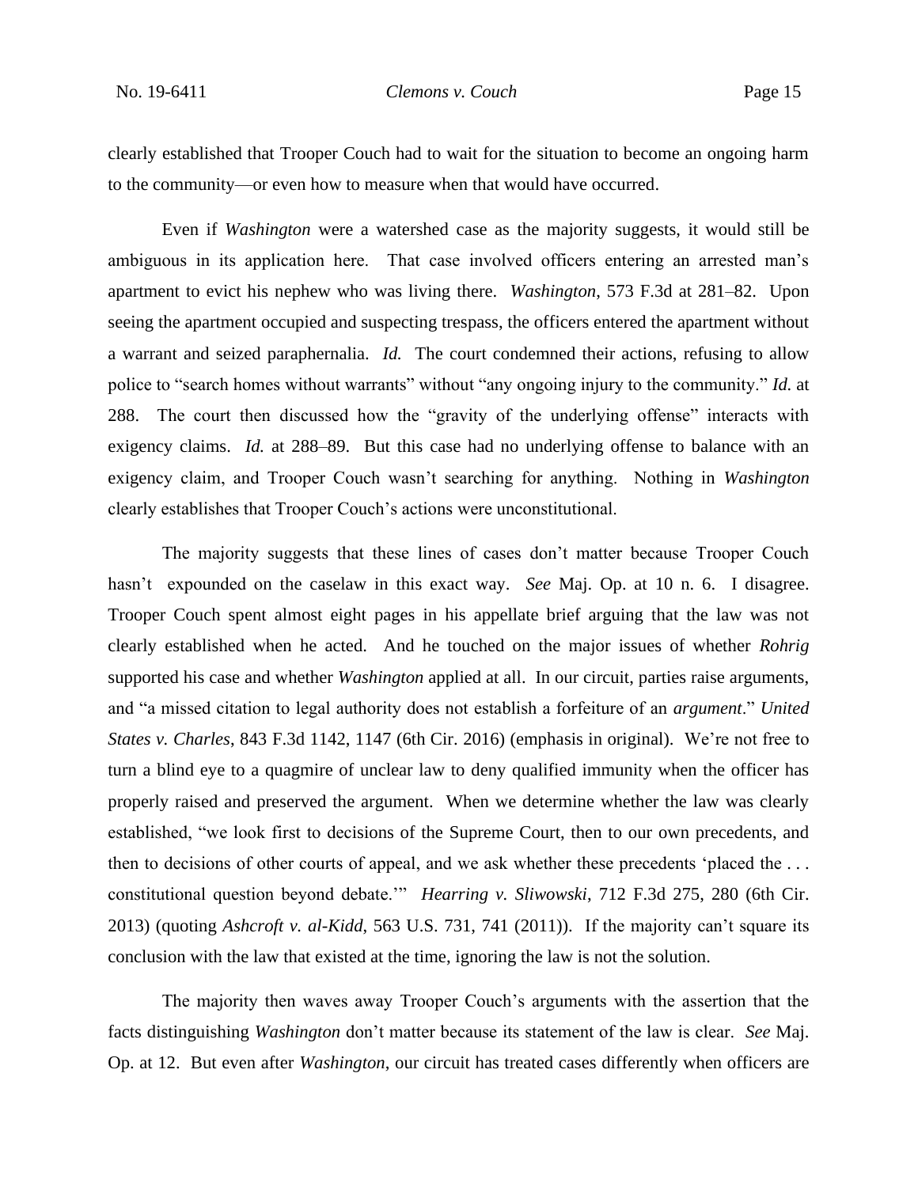clearly established that Trooper Couch had to wait for the situation to become an ongoing harm to the community—or even how to measure when that would have occurred.

Even if *Washington* were a watershed case as the majority suggests, it would still be ambiguous in its application here. That case involved officers entering an arrested man's apartment to evict his nephew who was living there. *Washington*, 573 F.3d at 281–82. Upon seeing the apartment occupied and suspecting trespass, the officers entered the apartment without a warrant and seized paraphernalia. *Id.* The court condemned their actions, refusing to allow police to "search homes without warrants" without "any ongoing injury to the community." *Id.* at 288. The court then discussed how the "gravity of the underlying offense" interacts with exigency claims. *Id.* at 288–89. But this case had no underlying offense to balance with an exigency claim, and Trooper Couch wasn't searching for anything. Nothing in *Washington* clearly establishes that Trooper Couch's actions were unconstitutional.

The majority suggests that these lines of cases don't matter because Trooper Couch hasn't expounded on the caselaw in this exact way. *See* Maj. Op. at 10 n. 6. I disagree. Trooper Couch spent almost eight pages in his appellate brief arguing that the law was not clearly established when he acted. And he touched on the major issues of whether *Rohrig* supported his case and whether *Washington* applied at all. In our circuit, parties raise arguments, and "a missed citation to legal authority does not establish a forfeiture of an *argument*." *United States v. Charles*, 843 F.3d 1142, 1147 (6th Cir. 2016) (emphasis in original). We're not free to turn a blind eye to a quagmire of unclear law to deny qualified immunity when the officer has properly raised and preserved the argument. When we determine whether the law was clearly established, "we look first to decisions of the Supreme Court, then to our own precedents, and then to decisions of other courts of appeal, and we ask whether these precedents 'placed the . . . constitutional question beyond debate.'" *Hearring v. Sliwowski*, 712 F.3d 275, 280 (6th Cir. 2013) (quoting *Ashcroft v. al-Kidd*, 563 U.S. 731, 741 (2011)). If the majority can't square its conclusion with the law that existed at the time, ignoring the law is not the solution.

The majority then waves away Trooper Couch's arguments with the assertion that the facts distinguishing *Washington* don't matter because its statement of the law is clear. *See* Maj. Op. at 12. But even after *Washington*, our circuit has treated cases differently when officers are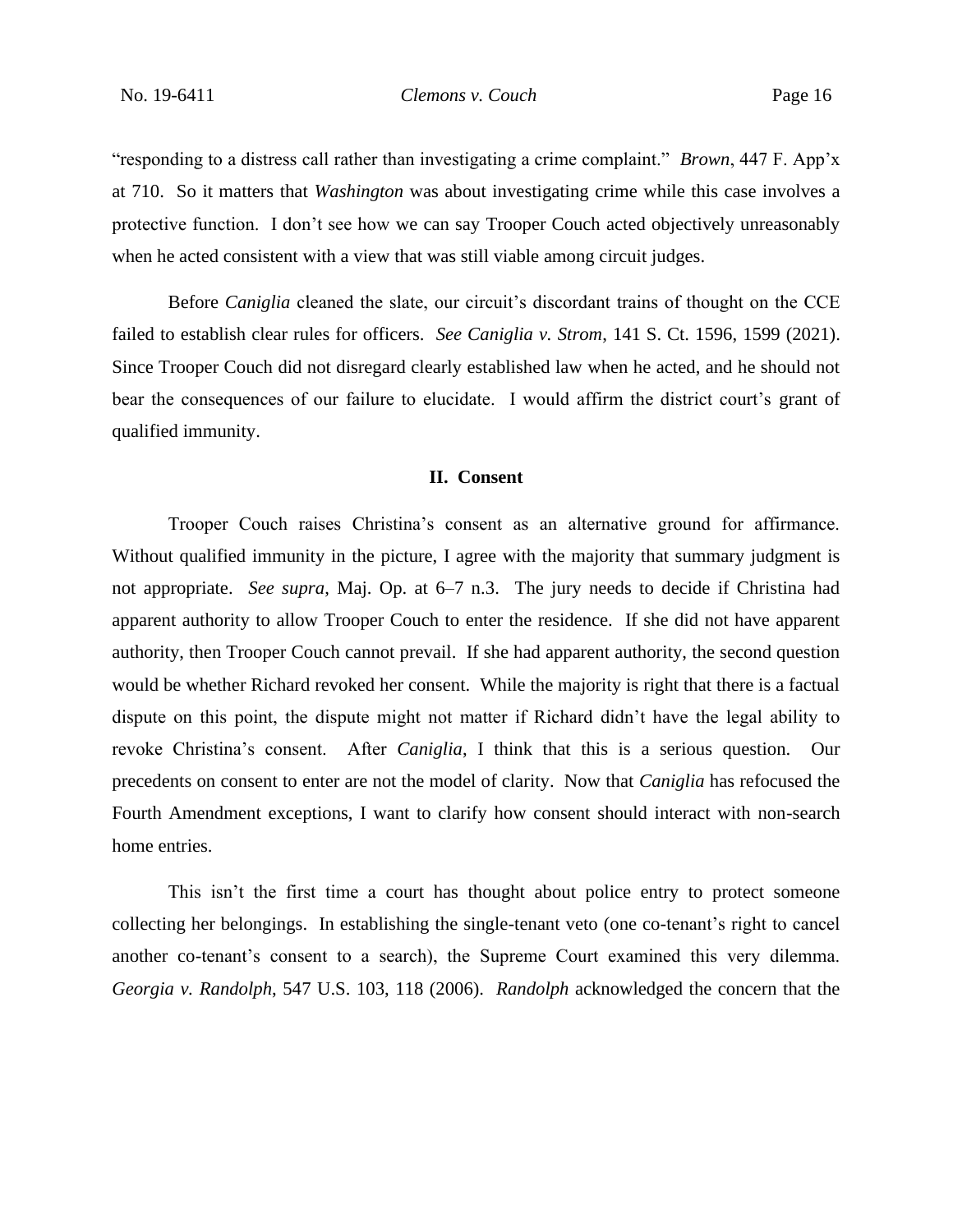"responding to a distress call rather than investigating a crime complaint." *Brown*, 447 F. App'x at 710. So it matters that *Washington* was about investigating crime while this case involves a protective function. I don't see how we can say Trooper Couch acted objectively unreasonably when he acted consistent with a view that was still viable among circuit judges.

Before *Caniglia* cleaned the slate, our circuit's discordant trains of thought on the CCE failed to establish clear rules for officers. *See Caniglia v. Strom*, 141 S. Ct. 1596, 1599 (2021). Since Trooper Couch did not disregard clearly established law when he acted, and he should not bear the consequences of our failure to elucidate. I would affirm the district court's grant of qualified immunity.

## II. Consent

Trooper Couch raises Christina's consent as an alternative ground for affirmance. Without qualified immunity in the picture, I agree with the majority that summary judgment is not appropriate. *See supra*, Maj. Op. at 6–7 n.3. The jury needs to decide if Christina had apparent authority to allow Trooper Couch to enter the residence. If she did not have apparent authority, then Trooper Couch cannot prevail. If she had apparent authority, the second question would be whether Richard revoked her consent. While the majority is right that there is a factual dispute on this point, the dispute might not matter if Richard didn't have the legal ability to revoke Christina's consent. After *Caniglia*, I think that this is a serious question. Our precedents on consent to enter are not the model of clarity. Now that *Caniglia* has refocused the Fourth Amendment exceptions, I want to clarify how consent should interact with non-search home entries.

This isn't the first time a court has thought about police entry to protect someone collecting her belongings. In establishing the single-tenant veto (one co-tenant's right to cancel another co-tenant's consent to a search), the Supreme Court examined this very dilemma. *Georgia v. Randolph*, 547 U.S. 103, 118 (2006). *Randolph* acknowledged the concern that the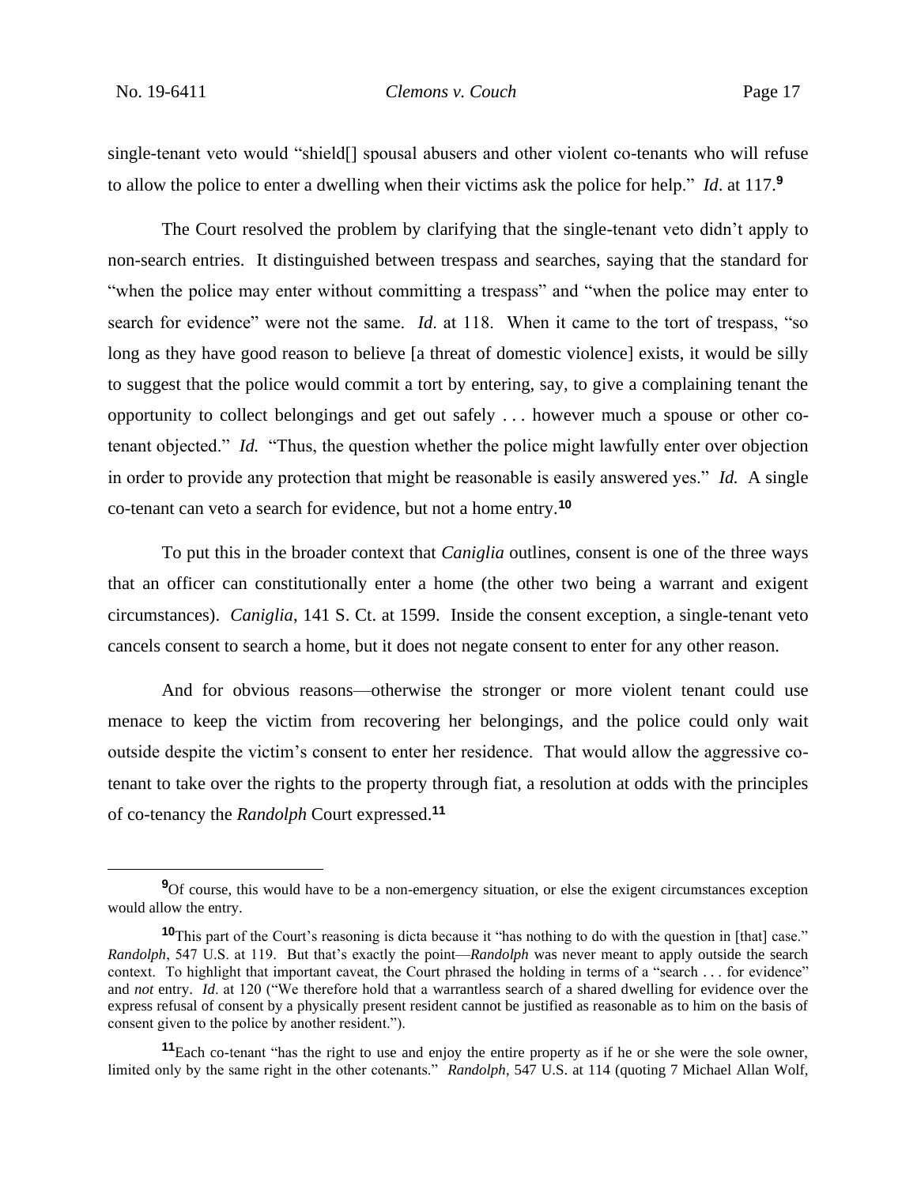single-tenant veto would "shield[] spousal abusers and other violent co-tenants who will refuse to allow the police to enter a dwelling when their victims ask the police for help." *Id*. at 117.[9]

The Court resolved the problem by clarifying that the single-tenant veto didn't apply to non-search entries. It distinguished between trespass and searches, saying that the standard for "when the police may enter without committing a trespass" and "when the police may enter to search for evidence" were not the same. *Id*. at 118. When it came to the tort of trespass, "so long as they have good reason to believe [a threat of domestic violence] exists, it would be silly to suggest that the police would commit a tort by entering, say, to give a complaining tenant the opportunity to collect belongings and get out safely . . . however much a spouse or other co-tenant objected." *Id.* "Thus, the question whether the police might lawfully enter over objection in order to provide any protection that might be reasonable is easily answered yes." *Id.* A single co-tenant can veto a search for evidence, but not a home entry.[10]

To put this in the broader context that *Caniglia* outlines, consent is one of the three ways that an officer can constitutionally enter a home (the other two being a warrant and exigent circumstances). *Caniglia*, 141 S. Ct. at 1599. Inside the consent exception, a single-tenant veto cancels consent to search a home, but it does not negate consent to enter for any other reason.

And for obvious reasons—otherwise the stronger or more violent tenant could use menace to keep the victim from recovering her belongings, and the police could only wait outside despite the victim's consent to enter her residence. That would allow the aggressive co-tenant to take over the rights to the property through fiat, a resolution at odds with the principles of co-tenancy the *Randolph* Court expressed.[11]

---

[9] Of course, this would have to be a non-emergency situation, or else the exigent circumstances exception would allow the entry.

[10] This part of the Court's reasoning is dicta because it "has nothing to do with the question in [that] case." *Randolph*, 547 U.S. at 119. But that's exactly the point—*Randolph* was never meant to apply outside the search context. To highlight that important caveat, the Court phrased the holding in terms of a "search . . . for evidence" and *not* entry. *Id*. at 120 ("We therefore hold that a warrantless search of a shared dwelling for evidence over the express refusal of consent by a physically present resident cannot be justified as reasonable as to him on the basis of consent given to the police by another resident.").

[11] Each co-tenant "has the right to use and enjoy the entire property as if he or she were the sole owner, limited only by the same right in the other cotenants." *Randolph*, 547 U.S. at 114 (quoting 7 Michael Allan Wolf,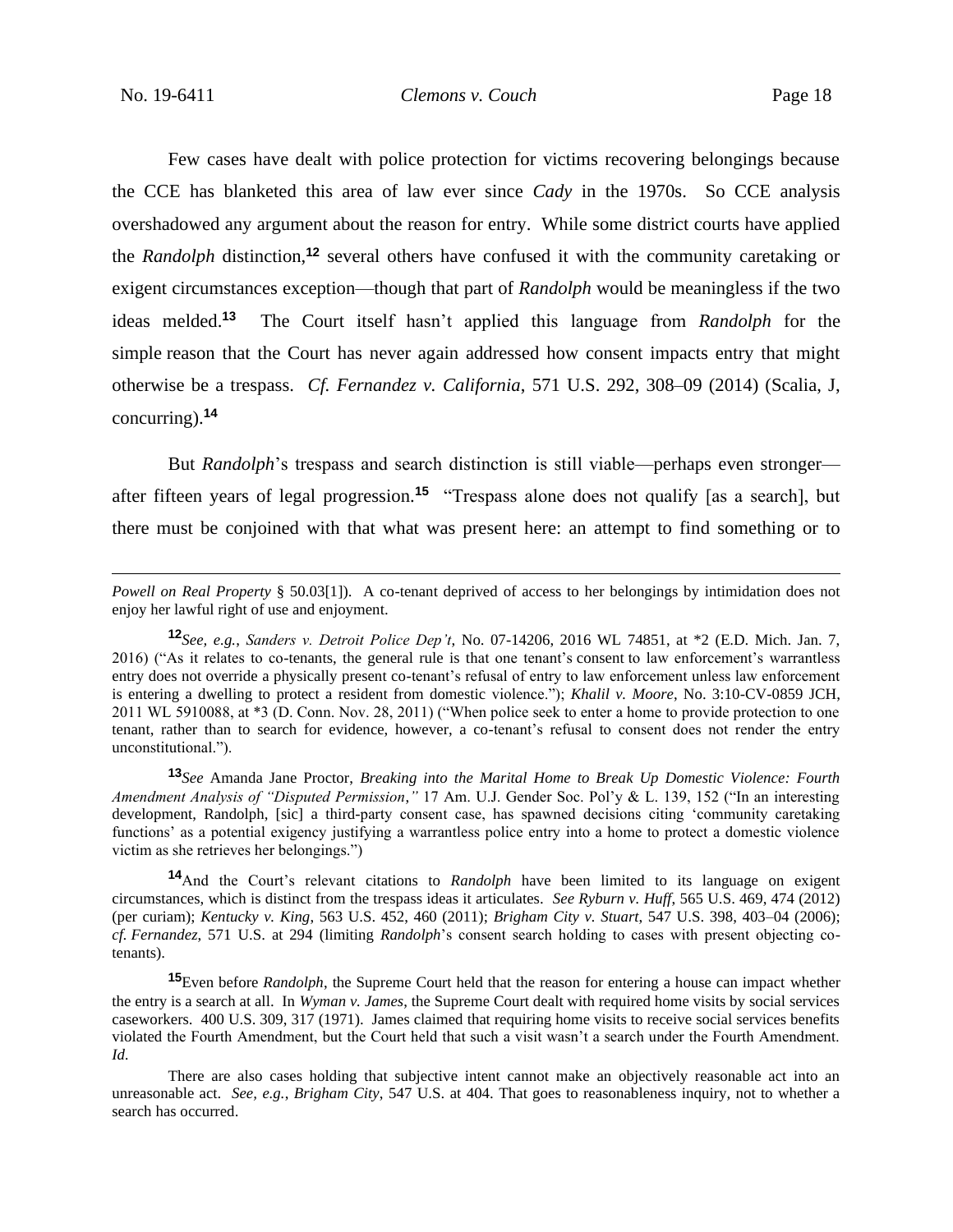Few cases have dealt with police protection for victims recovering belongings because the CCE has blanketed this area of law ever since *Cady* in the 1970s. So CCE analysis overshadowed any argument about the reason for entry. While some district courts have applied the *Randolph* distinction,[12] several others have confused it with the community caretaking or exigent circumstances exception—though that part of *Randolph* would be meaningless if the two ideas melded.[13] The Court itself hasn't applied this language from *Randolph* for the simple reason that the Court has never again addressed how consent impacts entry that might otherwise be a trespass. *Cf. Fernandez v. California*, 571 U.S. 292, 308–09 (2014) (Scalia, J, concurring).[14]

But *Randolph*'s trespass and search distinction is still viable—perhaps even stronger—after fifteen years of legal progression.[15] "Trespass alone does not qualify [as a search], but there must be conjoined with that what was present here: an attempt to find something or to

---

*Powell on Real Property* § 50.03[1]). A co-tenant deprived of access to her belongings by intimidation does not enjoy her lawful right of use and enjoyment.

[12]*See, e.g.*, *Sanders v. Detroit Police Dep't*, No. 07-14206, 2016 WL 74851, at *2 (E.D. Mich. Jan. 7, 2016) ("As it relates to co-tenants, the general rule is that one tenant's consent to law enforcement's warrantless entry does not override a physically present co-tenant's refusal of entry to law enforcement unless law enforcement is entering a dwelling to protect a resident from domestic violence."); *Khalil v. Moore*, No. 3:10-CV-0859 JCH, 2011 WL 5910088, at *3 (D. Conn. Nov. 28, 2011) ("When police seek to enter a home to provide protection to one tenant, rather than to search for evidence, however, a co-tenant's refusal to consent does not render the entry unconstitutional.").

[13]*See* Amanda Jane Proctor, *Breaking into the Marital Home to Break Up Domestic Violence: Fourth Amendment Analysis of "Disputed Permission*,*"* 17 Am. U.J. Gender Soc. Pol'y & L. 139, 152 ("In an interesting development, Randolph, [sic] a third-party consent case, has spawned decisions citing 'community caretaking functions' as a potential exigency justifying a warrantless police entry into a home to protect a domestic violence victim as she retrieves her belongings.")

[14]And the Court's relevant citations to *Randolph* have been limited to its language on exigent circumstances, which is distinct from the trespass ideas it articulates. *See Ryburn v. Huff*, 565 U.S. 469, 474 (2012) (per curiam); *Kentucky v. King*, 563 U.S. 452, 460 (2011); *Brigham City v. Stuart*, 547 U.S. 398, 403–04 (2006); *cf. Fernandez*, 571 U.S. at 294 (limiting *Randolph*'s consent search holding to cases with present objecting co-tenants).

[15]Even before *Randolph*, the Supreme Court held that the reason for entering a house can impact whether the entry is a search at all. In *Wyman v. James*, the Supreme Court dealt with required home visits by social services caseworkers. 400 U.S. 309, 317 (1971). James claimed that requiring home visits to receive social services benefits violated the Fourth Amendment, but the Court held that such a visit wasn't a search under the Fourth Amendment. *Id.*

There are also cases holding that subjective intent cannot make an objectively reasonable act into an unreasonable act. *See, e.g.*, *Brigham City*, 547 U.S. at 404. That goes to reasonableness inquiry, not to whether a search has occurred.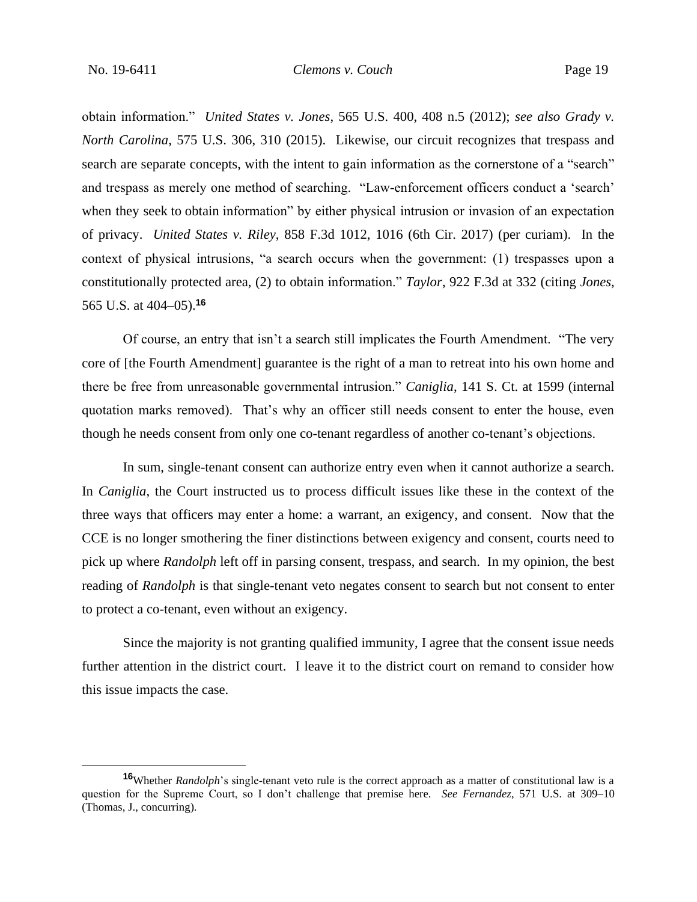obtain information." *United States v. Jones*, 565 U.S. 400, 408 n.5 (2012); *see also Grady v. North Carolina*, 575 U.S. 306, 310 (2015). Likewise, our circuit recognizes that trespass and search are separate concepts, with the intent to gain information as the cornerstone of a "search" and trespass as merely one method of searching. "Law-enforcement officers conduct a 'search' when they seek to obtain information" by either physical intrusion or invasion of an expectation of privacy. *United States v. Riley*, 858 F.3d 1012, 1016 (6th Cir. 2017) (per curiam). In the context of physical intrusions, "a search occurs when the government: (1) trespasses upon a constitutionally protected area, (2) to obtain information." *Taylor*, 922 F.3d at 332 (citing *Jones*, 565 U.S. at 404–05).[16]

Of course, an entry that isn't a search still implicates the Fourth Amendment. "The very core of [the Fourth Amendment] guarantee is the right of a man to retreat into his own home and there be free from unreasonable governmental intrusion." *Caniglia*, 141 S. Ct. at 1599 (internal quotation marks removed). That's why an officer still needs consent to enter the house, even though he needs consent from only one co-tenant regardless of another co-tenant's objections.

In sum, single-tenant consent can authorize entry even when it cannot authorize a search. In *Caniglia*, the Court instructed us to process difficult issues like these in the context of the three ways that officers may enter a home: a warrant, an exigency, and consent. Now that the CCE is no longer smothering the finer distinctions between exigency and consent, courts need to pick up where *Randolph* left off in parsing consent, trespass, and search. In my opinion, the best reading of *Randolph* is that single-tenant veto negates consent to search but not consent to enter to protect a co-tenant, even without an exigency.

Since the majority is not granting qualified immunity, I agree that the consent issue needs further attention in the district court. I leave it to the district court on remand to consider how this issue impacts the case.

---

[16] Whether *Randolph*'s single-tenant veto rule is the correct approach as a matter of constitutional law is a question for the Supreme Court, so I don't challenge that premise here. *See Fernandez*, 571 U.S. at 309–10 (Thomas, J., concurring).